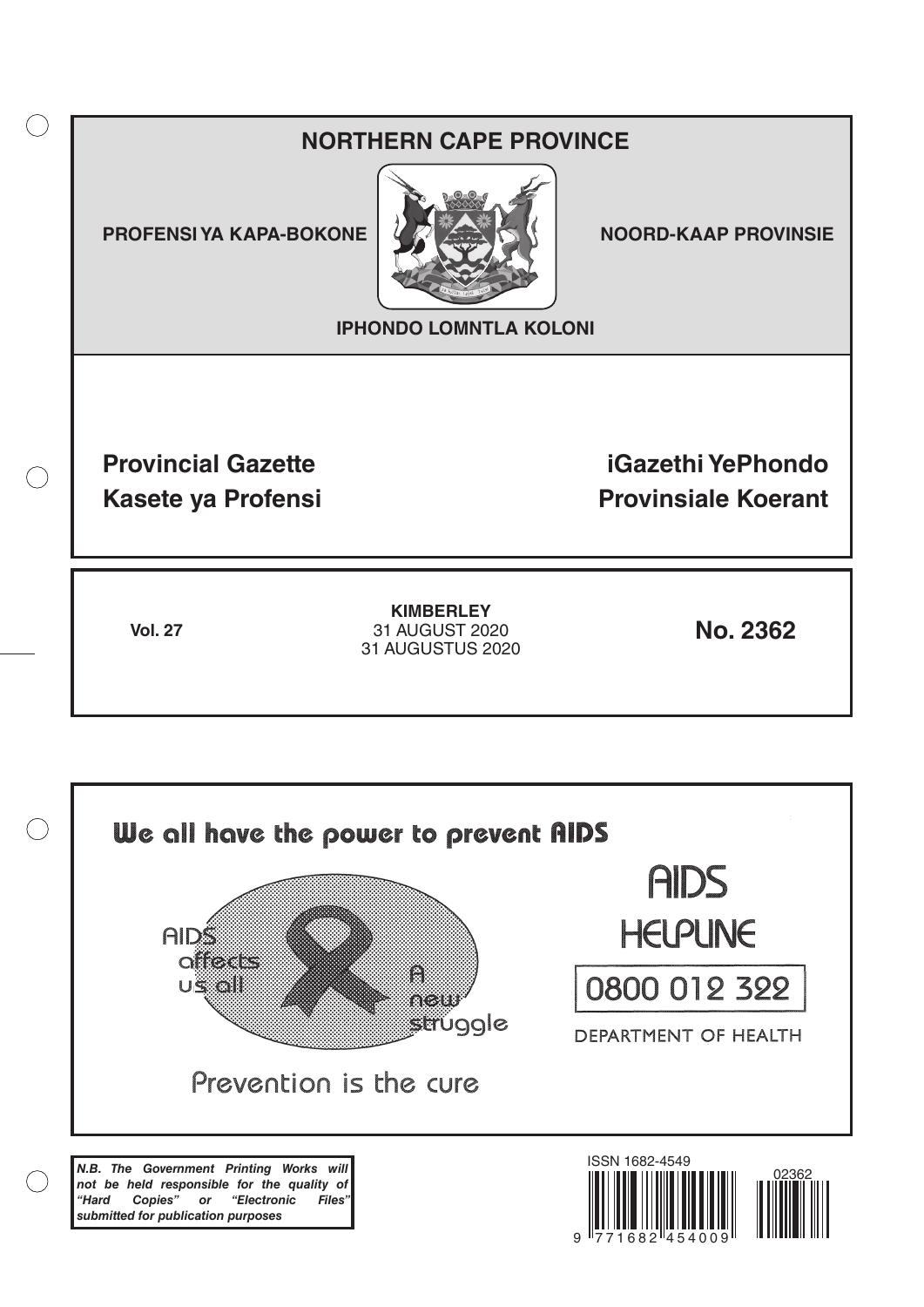# NORTHERN CAPE PROVINCE

**PROFENSI YA KAPA-BOKONE**

**NOORD-KAAP PROVINSIE**

**IPHONDO LOMNTLA KOLONI**

**Provincial Gazette**
**Kasete ya Profensi**

**iGazethi YePhondo**
**Provinsiale Koerant**

**Vol. 27**

**KIMBERLEY**
31 AUGUST 2020
31 AUGUSTUS 2020

**No. 2362**

We all have the power to prevent AIDS

AIDS affects us all

A new struggle

Prevention is the cure

AIDS HELPLINE

0800 012 322

DEPARTMENT OF HEALTH

***N.B. The Government Printing Works will not be held responsible for the quality of "Hard Copies" or "Electronic Files" submitted for publication purposes***

ISSN 1682-4549

02362

9 771682 454009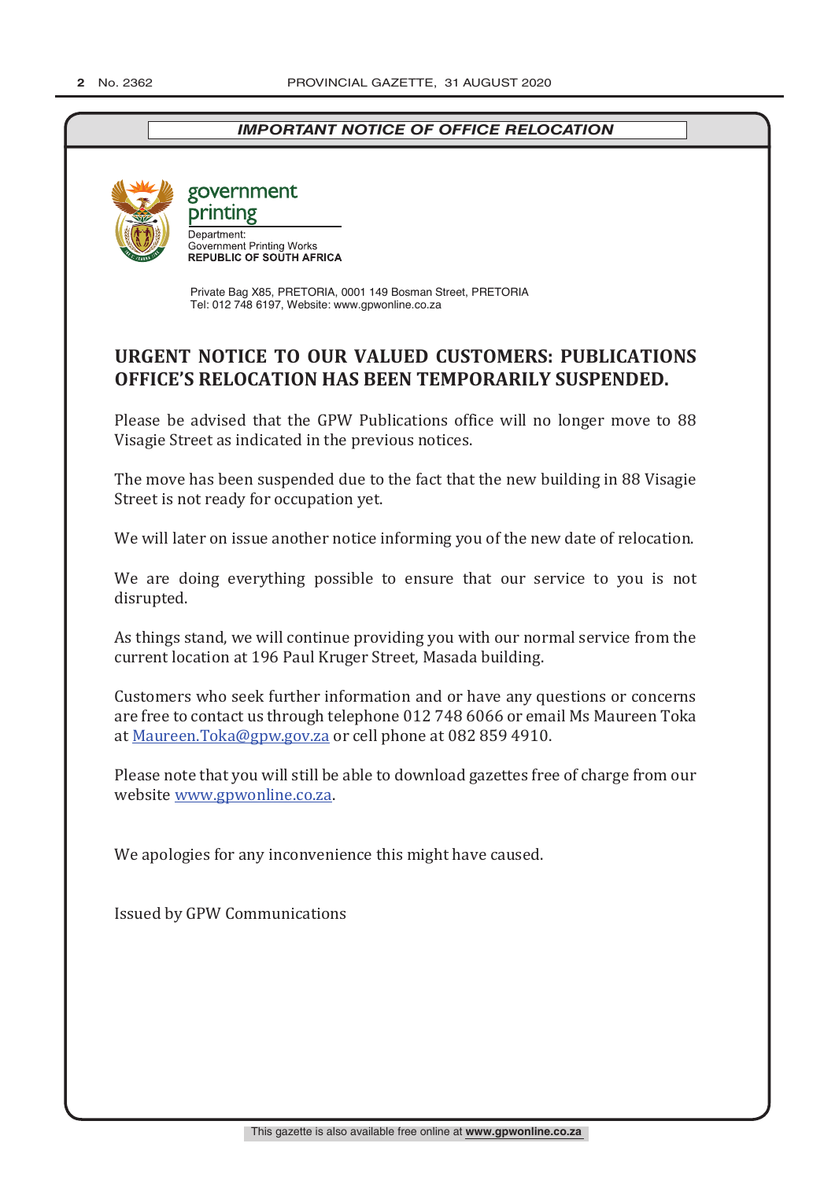***IMPORTANT NOTICE OF OFFICE RELOCATION***

government printing

Department:
Government Printing Works
**REPUBLIC OF SOUTH AFRICA**

Private Bag X85, PRETORIA, 0001 149 Bosman Street, PRETORIA
Tel: 012 748 6197, Website: www.gpwonline.co.za

## URGENT NOTICE TO OUR VALUED CUSTOMERS: PUBLICATIONS OFFICE'S RELOCATION HAS BEEN TEMPORARILY SUSPENDED.

Please be advised that the GPW Publications office will no longer move to 88 Visagie Street as indicated in the previous notices.

The move has been suspended due to the fact that the new building in 88 Visagie Street is not ready for occupation yet.

We will later on issue another notice informing you of the new date of relocation.

We are doing everything possible to ensure that our service to you is not disrupted.

As things stand, we will continue providing you with our normal service from the current location at 196 Paul Kruger Street, Masada building.

Customers who seek further information and or have any questions or concerns are free to contact us through telephone 012 748 6066 or email Ms Maureen Toka at Maureen.Toka@gpw.gov.za or cell phone at 082 859 4910.

Please note that you will still be able to download gazettes free of charge from our website www.gpwonline.co.za.

We apologies for any inconvenience this might have caused.

Issued by GPW Communications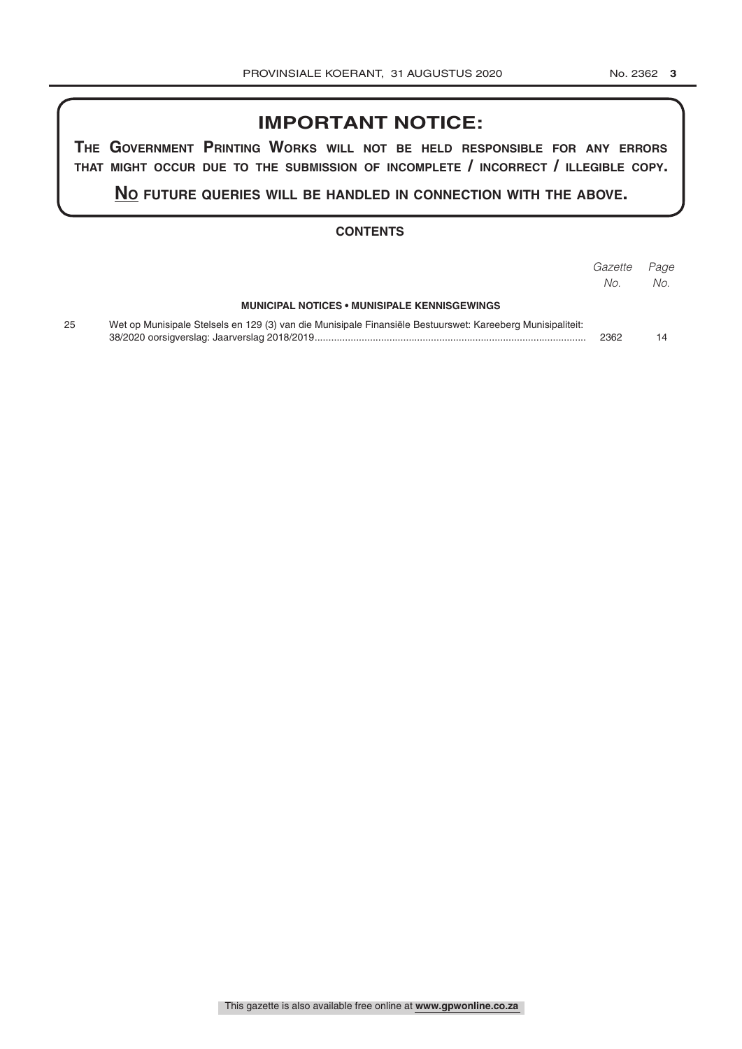## IMPORTANT NOTICE:

**THE GOVERNMENT PRINTING WORKS WILL NOT BE HELD RESPONSIBLE FOR ANY ERRORS THAT MIGHT OCCUR DUE TO THE SUBMISSION OF INCOMPLETE / INCORRECT / ILLEGIBLE COPY.**

**NO FUTURE QUERIES WILL BE HANDLED IN CONNECTION WITH THE ABOVE.**

### CONTENTS

| | | *Gazette No.* | *Page No.* |
|---|---|---|---|
| | **MUNICIPAL NOTICES • MUNISIPALE KENNISGEWINGS** | | |
| 25 | Wet op Munisipale Stelsels en 129 (3) van die Munisipale Finansiële Bestuurswet: Kareeberg Munisipaliteit: 38/2020 oorsigverslag: Jaarverslag 2018/2019 | 2362 | 14 |

This gazette is also available free online at **www.gpwonline.co.za**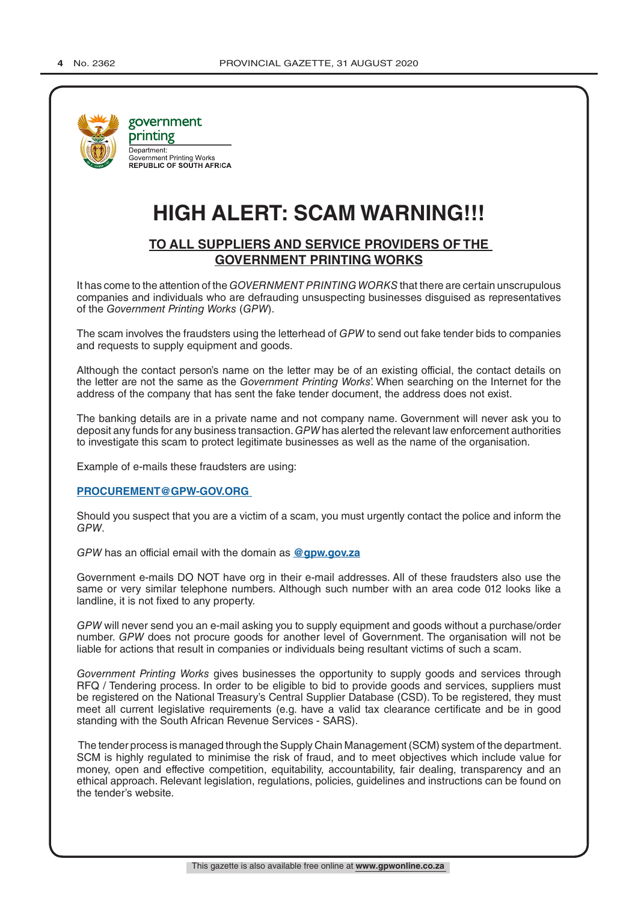government printing

Department:
Government Printing Works
**REPUBLIC OF SOUTH AFRICA**

# HIGH ALERT: SCAM WARNING!!!

## TO ALL SUPPLIERS AND SERVICE PROVIDERS OF THE GOVERNMENT PRINTING WORKS

It has come to the attention of the *GOVERNMENT PRINTING WORKS* that there are certain unscrupulous companies and individuals who are defrauding unsuspecting businesses disguised as representatives of the *Government Printing Works* (*GPW*).

The scam involves the fraudsters using the letterhead of *GPW* to send out fake tender bids to companies and requests to supply equipment and goods.

Although the contact person's name on the letter may be of an existing official, the contact details on the letter are not the same as the *Government Printing Works*'. When searching on the Internet for the address of the company that has sent the fake tender document, the address does not exist.

The banking details are in a private name and not company name. Government will never ask you to deposit any funds for any business transaction. *GPW* has alerted the relevant law enforcement authorities to investigate this scam to protect legitimate businesses as well as the name of the organisation.

Example of e-mails these fraudsters are using:

**PROCUREMENT@GPW-GOV.ORG**

Should you suspect that you are a victim of a scam, you must urgently contact the police and inform the *GPW*.

*GPW* has an official email with the domain as **@gpw.gov.za**

Government e-mails DO NOT have org in their e-mail addresses. All of these fraudsters also use the same or very similar telephone numbers. Although such number with an area code 012 looks like a landline, it is not fixed to any property.

*GPW* will never send you an e-mail asking you to supply equipment and goods without a purchase/order number. *GPW* does not procure goods for another level of Government. The organisation will not be liable for actions that result in companies or individuals being resultant victims of such a scam.

*Government Printing Works* gives businesses the opportunity to supply goods and services through RFQ / Tendering process. In order to be eligible to bid to provide goods and services, suppliers must be registered on the National Treasury's Central Supplier Database (CSD). To be registered, they must meet all current legislative requirements (e.g. have a valid tax clearance certificate and be in good standing with the South African Revenue Services - SARS).

The tender process is managed through the Supply Chain Management (SCM) system of the department. SCM is highly regulated to minimise the risk of fraud, and to meet objectives which include value for money, open and effective competition, equitability, accountability, fair dealing, transparency and an ethical approach. Relevant legislation, regulations, policies, guidelines and instructions can be found on the tender's website.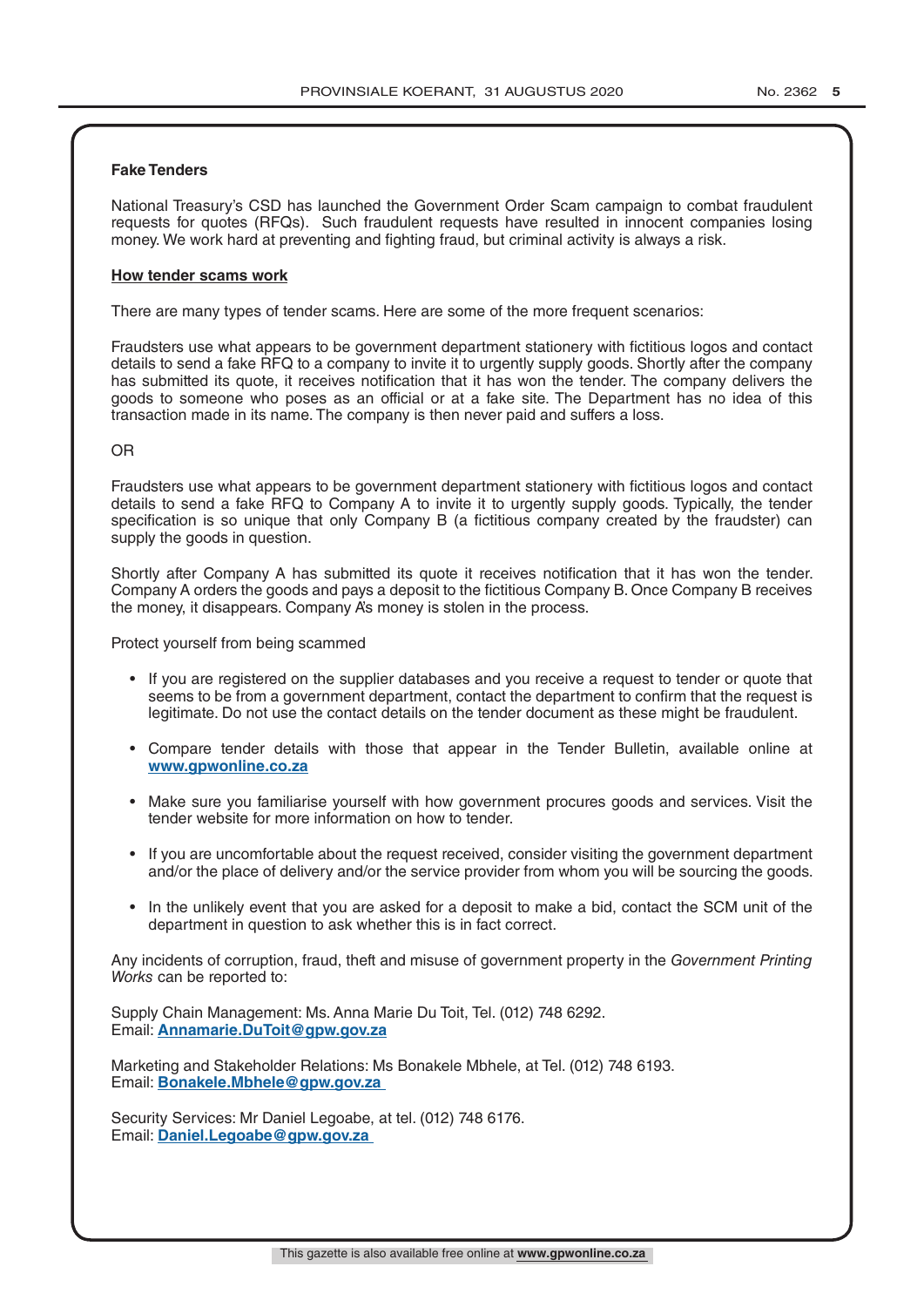## Fake Tenders

National Treasury's CSD has launched the Government Order Scam campaign to combat fraudulent requests for quotes (RFQs). Such fraudulent requests have resulted in innocent companies losing money. We work hard at preventing and fighting fraud, but criminal activity is always a risk.

### How tender scams work

There are many types of tender scams. Here are some of the more frequent scenarios:

Fraudsters use what appears to be government department stationery with fictitious logos and contact details to send a fake RFQ to a company to invite it to urgently supply goods. Shortly after the company has submitted its quote, it receives notification that it has won the tender. The company delivers the goods to someone who poses as an official or at a fake site. The Department has no idea of this transaction made in its name. The company is then never paid and suffers a loss.

OR

Fraudsters use what appears to be government department stationery with fictitious logos and contact details to send a fake RFQ to Company A to invite it to urgently supply goods. Typically, the tender specification is so unique that only Company B (a fictitious company created by the fraudster) can supply the goods in question.

Shortly after Company A has submitted its quote it receives notification that it has won the tender. Company A orders the goods and pays a deposit to the fictitious Company B. Once Company B receives the money, it disappears. Company A's money is stolen in the process.

Protect yourself from being scammed

- If you are registered on the supplier databases and you receive a request to tender or quote that seems to be from a government department, contact the department to confirm that the request is legitimate. Do not use the contact details on the tender document as these might be fraudulent.
- Compare tender details with those that appear in the Tender Bulletin, available online at **www.gpwonline.co.za**
- Make sure you familiarise yourself with how government procures goods and services. Visit the tender website for more information on how to tender.
- If you are uncomfortable about the request received, consider visiting the government department and/or the place of delivery and/or the service provider from whom you will be sourcing the goods.
- In the unlikely event that you are asked for a deposit to make a bid, contact the SCM unit of the department in question to ask whether this is in fact correct.

Any incidents of corruption, fraud, theft and misuse of government property in the *Government Printing Works* can be reported to:

Supply Chain Management: Ms. Anna Marie Du Toit, Tel. (012) 748 6292.
Email: **Annamarie.DuToit@gpw.gov.za**

Marketing and Stakeholder Relations: Ms Bonakele Mbhele, at Tel. (012) 748 6193.
Email: **Bonakele.Mbhele@gpw.gov.za**

Security Services: Mr Daniel Legoabe, at tel. (012) 748 6176.
Email: **Daniel.Legoabe@gpw.gov.za**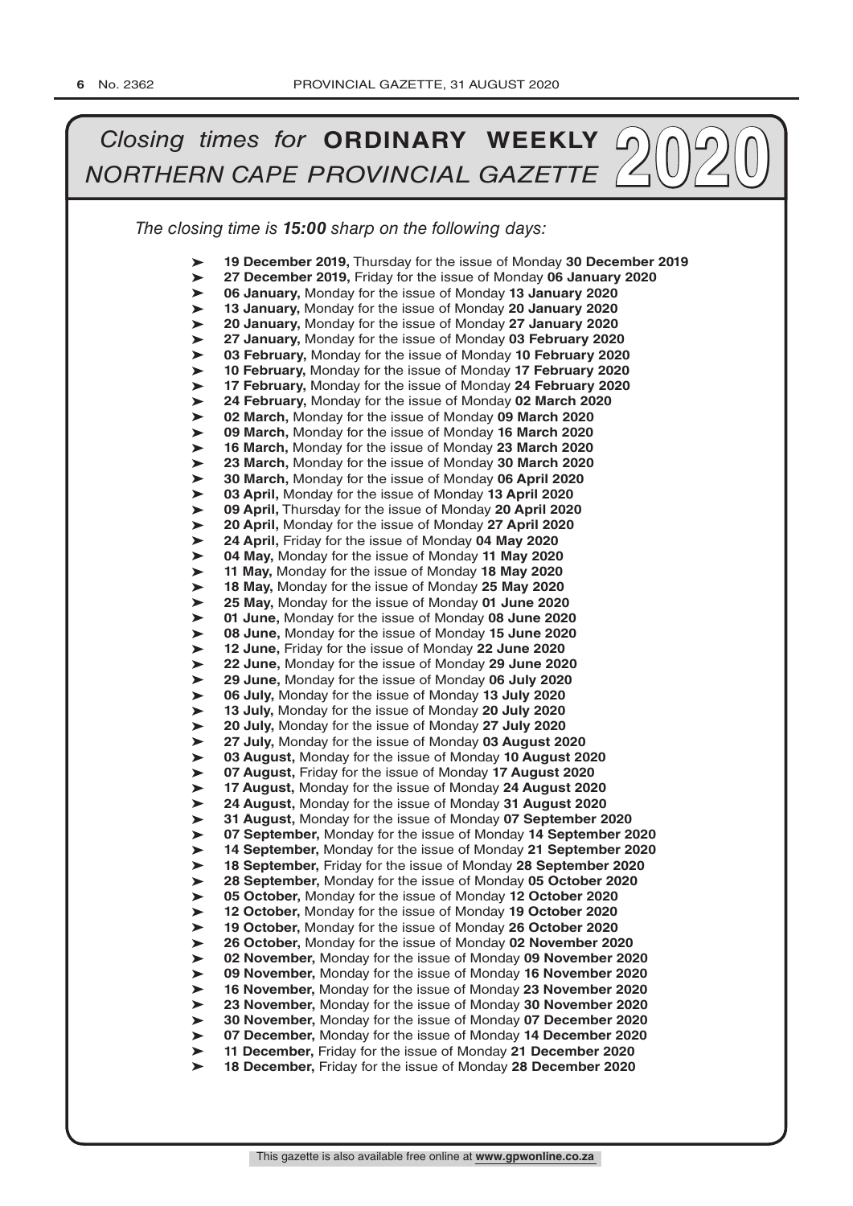# *Closing times for* **ORDINARY WEEKLY** *NORTHERN CAPE PROVINCIAL GAZETTE* 2020

*The closing time is **15:00** sharp on the following days:*

- **19 December 2019,** Thursday for the issue of Monday **30 December 2019**
- **27 December 2019,** Friday for the issue of Monday **06 January 2020**
- **06 January,** Monday for the issue of Monday **13 January 2020**
- **13 January,** Monday for the issue of Monday **20 January 2020**
- **20 January,** Monday for the issue of Monday **27 January 2020**
- **27 January,** Monday for the issue of Monday **03 February 2020**
- **03 February,** Monday for the issue of Monday **10 February 2020**
- **10 February,** Monday for the issue of Monday **17 February 2020**
- **17 February,** Monday for the issue of Monday **24 February 2020**
- **24 February,** Monday for the issue of Monday **02 March 2020**
- **02 March,** Monday for the issue of Monday **09 March 2020**
- **09 March,** Monday for the issue of Monday **16 March 2020**
- **16 March,** Monday for the issue of Monday **23 March 2020**
- **23 March,** Monday for the issue of Monday **30 March 2020**
- **30 March,** Monday for the issue of Monday **06 April 2020**
- **03 April,** Monday for the issue of Monday **13 April 2020**
- **09 April,** Thursday for the issue of Monday **20 April 2020**
- **20 April,** Monday for the issue of Monday **27 April 2020**
- **24 April,** Friday for the issue of Monday **04 May 2020**
- **04 May,** Monday for the issue of Monday **11 May 2020**
- **11 May,** Monday for the issue of Monday **18 May 2020**
- **18 May,** Monday for the issue of Monday **25 May 2020**
- **25 May,** Monday for the issue of Monday **01 June 2020**
- **01 June,** Monday for the issue of Monday **08 June 2020**
- **08 June,** Monday for the issue of Monday **15 June 2020**
- **12 June,** Friday for the issue of Monday **22 June 2020**
- **22 June,** Monday for the issue of Monday **29 June 2020**
- **29 June,** Monday for the issue of Monday **06 July 2020**
- **06 July,** Monday for the issue of Monday **13 July 2020**
- **13 July,** Monday for the issue of Monday **20 July 2020**
- **20 July,** Monday for the issue of Monday **27 July 2020**
- **27 July,** Monday for the issue of Monday **03 August 2020**
- **03 August,** Monday for the issue of Monday **10 August 2020**
- **07 August,** Friday for the issue of Monday **17 August 2020**
- **17 August,** Monday for the issue of Monday **24 August 2020**
- **24 August,** Monday for the issue of Monday **31 August 2020**
- **31 August,** Monday for the issue of Monday **07 September 2020**
- **07 September,** Monday for the issue of Monday **14 September 2020**
- **14 September,** Monday for the issue of Monday **21 September 2020**
- **18 September,** Friday for the issue of Monday **28 September 2020**
- **28 September,** Monday for the issue of Monday **05 October 2020**
- **05 October,** Monday for the issue of Monday **12 October 2020**
- **12 October,** Monday for the issue of Monday **19 October 2020**
- **19 October,** Monday for the issue of Monday **26 October 2020**
- **26 October,** Monday for the issue of Monday **02 November 2020**
- **02 November,** Monday for the issue of Monday **09 November 2020**
- **09 November,** Monday for the issue of Monday **16 November 2020**
- **16 November,** Monday for the issue of Monday **23 November 2020**
- **23 November,** Monday for the issue of Monday **30 November 2020**
- **30 November,** Monday for the issue of Monday **07 December 2020**
- **07 December,** Monday for the issue of Monday **14 December 2020**
- **11 December,** Friday for the issue of Monday **21 December 2020**
- **18 December,** Friday for the issue of Monday **28 December 2020**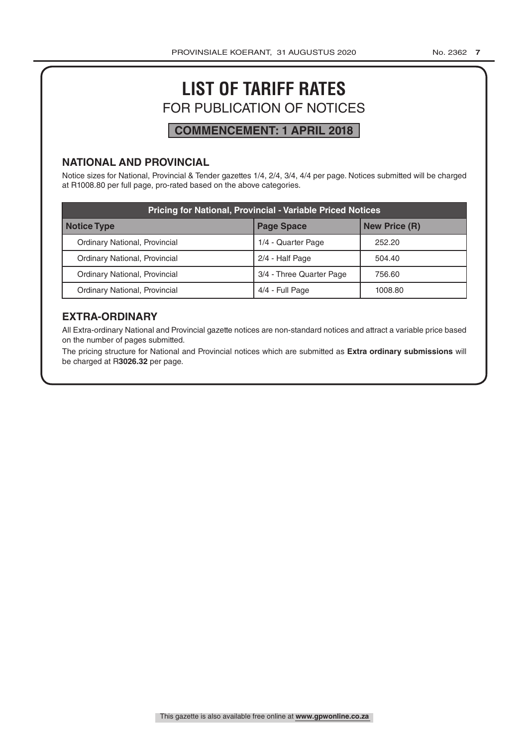# LIST OF TARIFF RATES

## FOR PUBLICATION OF NOTICES

**COMMENCEMENT: 1 APRIL 2018**

### NATIONAL AND PROVINCIAL

Notice sizes for National, Provincial & Tender gazettes 1/4, 2/4, 3/4, 4/4 per page. Notices submitted will be charged at R1008.80 per full page, pro-rated based on the above categories.

| Pricing for National, Provincial - Variable Priced Notices | | |
|---|---|---|
| **Notice Type** | **Page Space** | **New Price (R)** |
| Ordinary National, Provincial | 1/4 - Quarter Page | 252.20 |
| Ordinary National, Provincial | 2/4 - Half Page | 504.40 |
| Ordinary National, Provincial | 3/4 - Three Quarter Page | 756.60 |
| Ordinary National, Provincial | 4/4 - Full Page | 1008.80 |

### EXTRA-ORDINARY

All Extra-ordinary National and Provincial gazette notices are non-standard notices and attract a variable price based on the number of pages submitted.

The pricing structure for National and Provincial notices which are submitted as **Extra ordinary submissions** will be charged at R**3026.32** per page.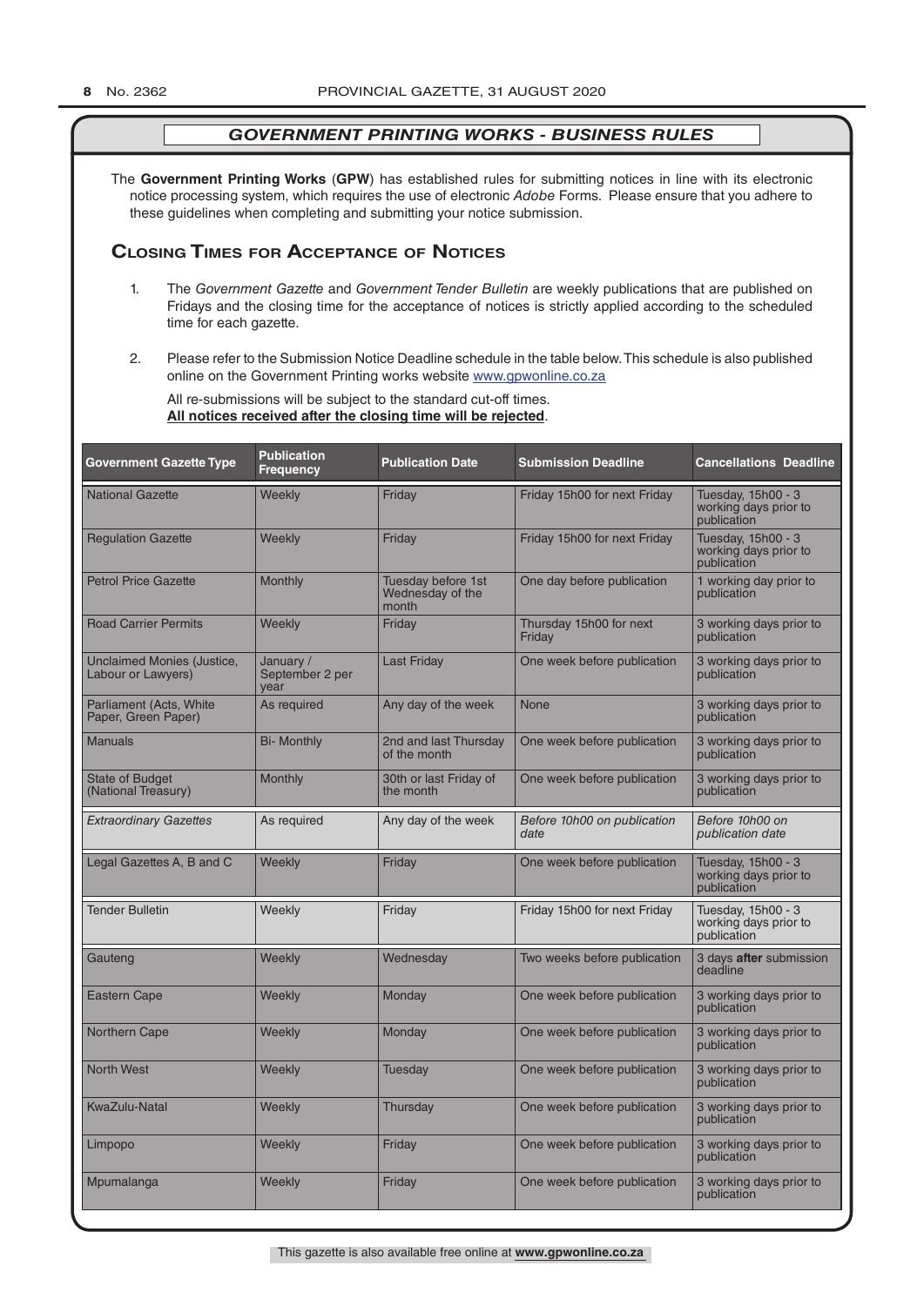## *GOVERNMENT PRINTING WORKS - BUSINESS RULES*

The **Government Printing Works** (**GPW**) has established rules for submitting notices in line with its electronic notice processing system, which requires the use of electronic *Adobe* Forms. Please ensure that you adhere to these guidelines when completing and submitting your notice submission.

## Closing Times for Acceptance of Notices

1. The *Government Gazette* and *Government Tender Bulletin* are weekly publications that are published on Fridays and the closing time for the acceptance of notices is strictly applied according to the scheduled time for each gazette.

2. Please refer to the Submission Notice Deadline schedule in the table below. This schedule is also published online on the Government Printing works website www.gpwonline.co.za

   All re-submissions will be subject to the standard cut-off times.
   **All notices received after the closing time will be rejected**.

| Government Gazette Type | Publication Frequency | Publication Date | Submission Deadline | Cancellations Deadline |
|---|---|---|---|---|
| National Gazette | Weekly | Friday | Friday 15h00 for next Friday | Tuesday, 15h00 - 3 working days prior to publication |
| Regulation Gazette | Weekly | Friday | Friday 15h00 for next Friday | Tuesday, 15h00 - 3 working days prior to publication |
| Petrol Price Gazette | Monthly | Tuesday before 1st Wednesday of the month | One day before publication | 1 working day prior to publication |
| Road Carrier Permits | Weekly | Friday | Thursday 15h00 for next Friday | 3 working days prior to publication |
| Unclaimed Monies (Justice, Labour or Lawyers) | January / September 2 per year | Last Friday | One week before publication | 3 working days prior to publication |
| Parliament (Acts, White Paper, Green Paper) | As required | Any day of the week | None | 3 working days prior to publication |
| Manuals | Bi- Monthly | 2nd and last Thursday of the month | One week before publication | 3 working days prior to publication |
| State of Budget (National Treasury) | Monthly | 30th or last Friday of the month | One week before publication | 3 working days prior to publication |
| *Extraordinary Gazettes* | As required | Any day of the week | *Before 10h00 on publication date* | *Before 10h00 on publication date* |
| Legal Gazettes A, B and C | Weekly | Friday | One week before publication | Tuesday, 15h00 - 3 working days prior to publication |
| Tender Bulletin | Weekly | Friday | Friday 15h00 for next Friday | Tuesday, 15h00 - 3 working days prior to publication |
| Gauteng | Weekly | Wednesday | Two weeks before publication | 3 days **after** submission deadline |
| Eastern Cape | Weekly | Monday | One week before publication | 3 working days prior to publication |
| Northern Cape | Weekly | Monday | One week before publication | 3 working days prior to publication |
| North West | Weekly | Tuesday | One week before publication | 3 working days prior to publication |
| KwaZulu-Natal | Weekly | Thursday | One week before publication | 3 working days prior to publication |
| Limpopo | Weekly | Friday | One week before publication | 3 working days prior to publication |
| Mpumalanga | Weekly | Friday | One week before publication | 3 working days prior to publication |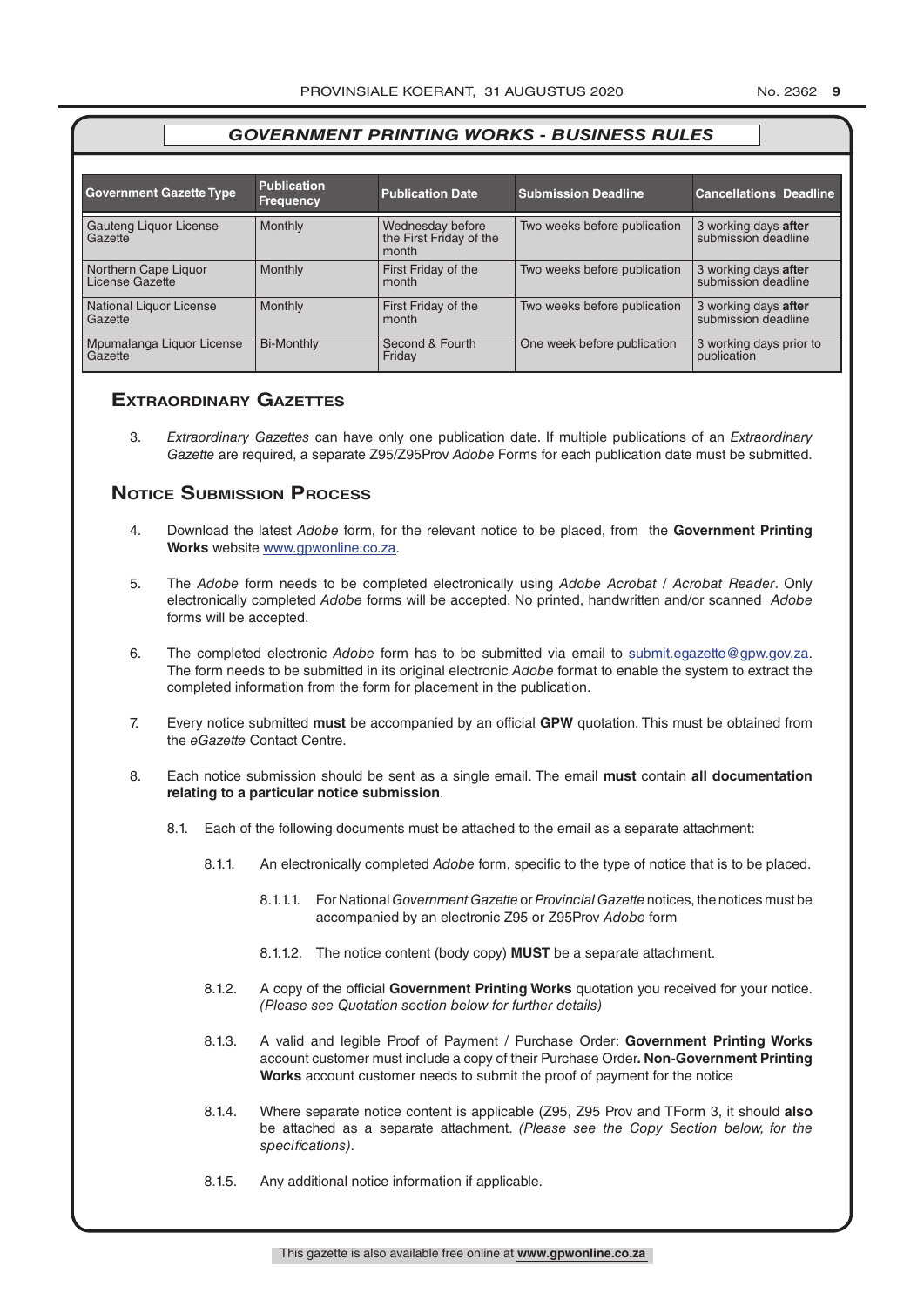## GOVERNMENT PRINTING WORKS - BUSINESS RULES

| Government Gazette Type | Publication Frequency | Publication Date | Submission Deadline | Cancellations Deadline |
|---|---|---|---|---|
| Gauteng Liquor License Gazette | Monthly | Wednesday before the First Friday of the month | Two weeks before publication | 3 working days **after** submission deadline |
| Northern Cape Liquor License Gazette | Monthly | First Friday of the month | Two weeks before publication | 3 working days **after** submission deadline |
| National Liquor License Gazette | Monthly | First Friday of the month | Two weeks before publication | 3 working days **after** submission deadline |
| Mpumalanga Liquor License Gazette | Bi-Monthly | Second & Fourth Friday | One week before publication | 3 working days prior to publication |

### Extraordinary Gazettes

3. *Extraordinary Gazettes* can have only one publication date. If multiple publications of an *Extraordinary Gazette* are required, a separate Z95/Z95Prov *Adobe* Forms for each publication date must be submitted.

### Notice Submission Process

4. Download the latest *Adobe* form, for the relevant notice to be placed, from the **Government Printing Works** website www.gpwonline.co.za.

5. The *Adobe* form needs to be completed electronically using *Adobe Acrobat* / *Acrobat Reader*. Only electronically completed *Adobe* forms will be accepted. No printed, handwritten and/or scanned *Adobe* forms will be accepted.

6. The completed electronic *Adobe* form has to be submitted via email to submit.egazette@gpw.gov.za. The form needs to be submitted in its original electronic *Adobe* format to enable the system to extract the completed information from the form for placement in the publication.

7. Every notice submitted **must** be accompanied by an official **GPW** quotation. This must be obtained from the *eGazette* Contact Centre.

8. Each notice submission should be sent as a single email. The email **must** contain **all documentation relating to a particular notice submission**.

 8.1. Each of the following documents must be attached to the email as a separate attachment:

  8.1.1. An electronically completed *Adobe* form, specific to the type of notice that is to be placed.

   8.1.1.1. For National *Government Gazette* or *Provincial Gazette* notices, the notices must be accompanied by an electronic Z95 or Z95Prov *Adobe* form

   8.1.1.2. The notice content (body copy) **MUST** be a separate attachment.

  8.1.2. A copy of the official **Government Printing Works** quotation you received for your notice. *(Please see Quotation section below for further details)*

  8.1.3. A valid and legible Proof of Payment / Purchase Order: **Government Printing Works** account customer must include a copy of their Purchase Order**. Non**-**Government Printing Works** account customer needs to submit the proof of payment for the notice

  8.1.4. Where separate notice content is applicable (Z95, Z95 Prov and TForm 3, it should **also** be attached as a separate attachment. *(Please see the Copy Section below, for the specifications)*.

  8.1.5. Any additional notice information if applicable.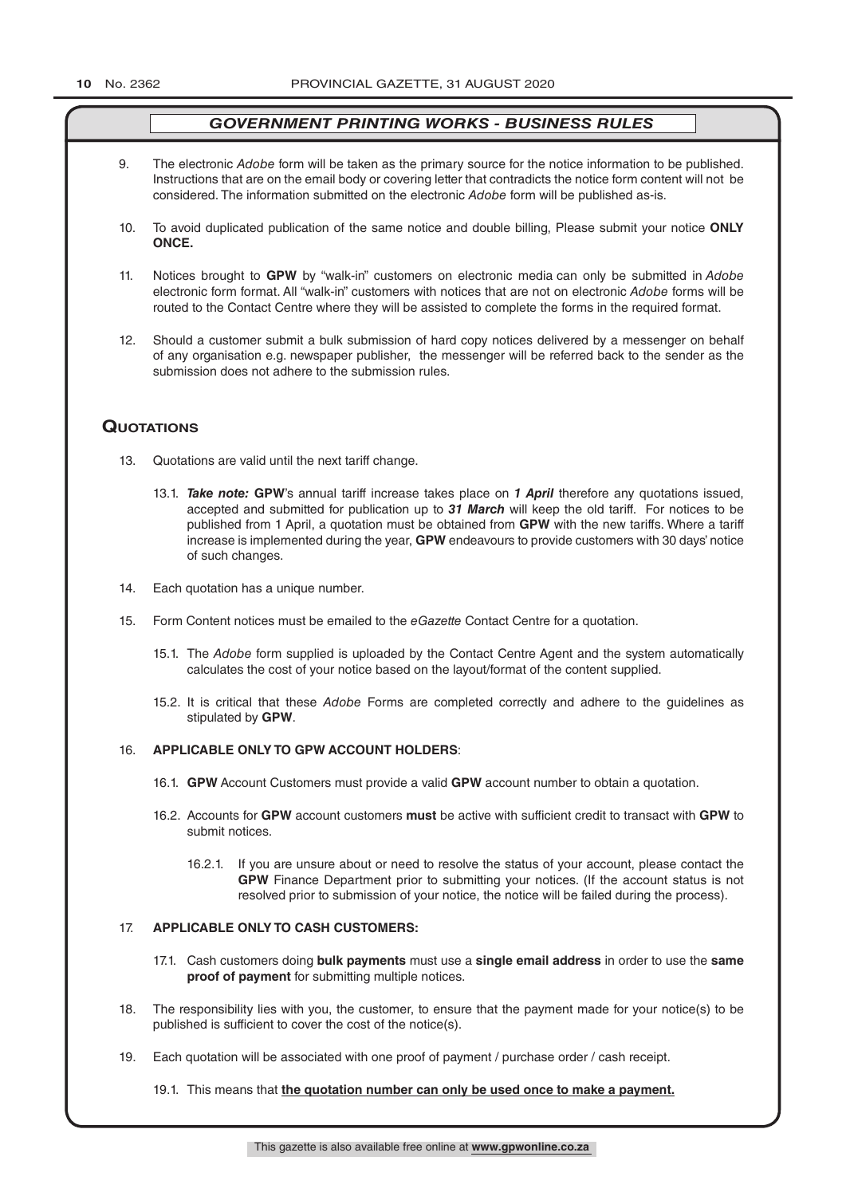## *GOVERNMENT PRINTING WORKS - BUSINESS RULES*

9. The electronic *Adobe* form will be taken as the primary source for the notice information to be published. Instructions that are on the email body or covering letter that contradicts the notice form content will not be considered. The information submitted on the electronic *Adobe* form will be published as-is.

10. To avoid duplicated publication of the same notice and double billing, Please submit your notice **ONLY ONCE.**

11. Notices brought to **GPW** by "walk-in" customers on electronic media can only be submitted in *Adobe* electronic form format. All "walk-in" customers with notices that are not on electronic *Adobe* forms will be routed to the Contact Centre where they will be assisted to complete the forms in the required format.

12. Should a customer submit a bulk submission of hard copy notices delivered by a messenger on behalf of any organisation e.g. newspaper publisher, the messenger will be referred back to the sender as the submission does not adhere to the submission rules.

## Quotations

13. Quotations are valid until the next tariff change.

    13.1. ***Take note:*** **GPW**'s annual tariff increase takes place on ***1 April*** therefore any quotations issued, accepted and submitted for publication up to ***31 March*** will keep the old tariff. For notices to be published from 1 April, a quotation must be obtained from **GPW** with the new tariffs. Where a tariff increase is implemented during the year, **GPW** endeavours to provide customers with 30 days' notice of such changes.

14. Each quotation has a unique number.

15. Form Content notices must be emailed to the *eGazette* Contact Centre for a quotation.

    15.1. The *Adobe* form supplied is uploaded by the Contact Centre Agent and the system automatically calculates the cost of your notice based on the layout/format of the content supplied.

    15.2. It is critical that these *Adobe* Forms are completed correctly and adhere to the guidelines as stipulated by **GPW**.

16. **APPLICABLE ONLY TO GPW ACCOUNT HOLDERS**:

    16.1. **GPW** Account Customers must provide a valid **GPW** account number to obtain a quotation.

    16.2. Accounts for **GPW** account customers **must** be active with sufficient credit to transact with **GPW** to submit notices.

        16.2.1. If you are unsure about or need to resolve the status of your account, please contact the **GPW** Finance Department prior to submitting your notices. (If the account status is not resolved prior to submission of your notice, the notice will be failed during the process).

17. **APPLICABLE ONLY TO CASH CUSTOMERS:**

    17.1. Cash customers doing **bulk payments** must use a **single email address** in order to use the **same proof of payment** for submitting multiple notices.

18. The responsibility lies with you, the customer, to ensure that the payment made for your notice(s) to be published is sufficient to cover the cost of the notice(s).

19. Each quotation will be associated with one proof of payment / purchase order / cash receipt.

    19.1. This means that **the quotation number can only be used once to make a payment.**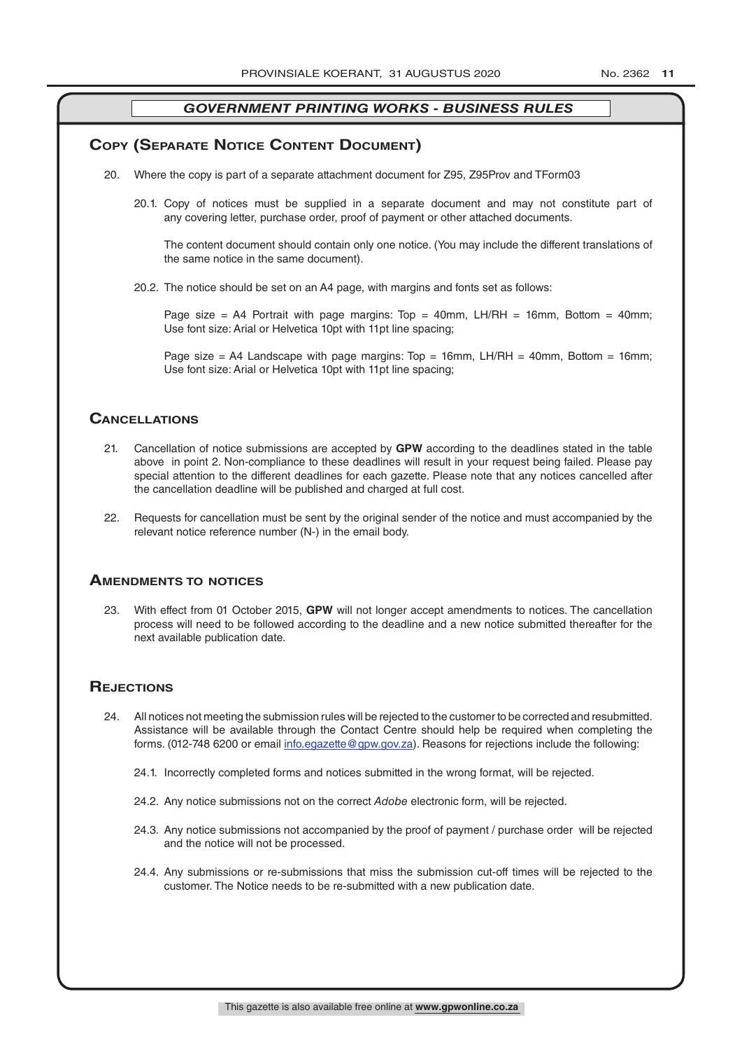## GOVERNMENT PRINTING WORKS - BUSINESS RULES

## Copy (Separate Notice Content Document)

20. Where the copy is part of a separate attachment document for Z95, Z95Prov and TForm03

    20.1. Copy of notices must be supplied in a separate document and may not constitute part of any covering letter, purchase order, proof of payment or other attached documents.

    The content document should contain only one notice. (You may include the different translations of the same notice in the same document).

    20.2. The notice should be set on an A4 page, with margins and fonts set as follows:

    Page size = A4 Portrait with page margins: Top = 40mm, LH/RH = 16mm, Bottom = 40mm; Use font size: Arial or Helvetica 10pt with 11pt line spacing;

    Page size = A4 Landscape with page margins: Top = 16mm, LH/RH = 40mm, Bottom = 16mm; Use font size: Arial or Helvetica 10pt with 11pt line spacing;

## Cancellations

21. Cancellation of notice submissions are accepted by **GPW** according to the deadlines stated in the table above in point 2. Non-compliance to these deadlines will result in your request being failed. Please pay special attention to the different deadlines for each gazette. Please note that any notices cancelled after the cancellation deadline will be published and charged at full cost.

22. Requests for cancellation must be sent by the original sender of the notice and must accompanied by the relevant notice reference number (N-) in the email body.

## Amendments to notices

23. With effect from 01 October 2015, **GPW** will not longer accept amendments to notices. The cancellation process will need to be followed according to the deadline and a new notice submitted thereafter for the next available publication date.

## Rejections

24. All notices not meeting the submission rules will be rejected to the customer to be corrected and resubmitted. Assistance will be available through the Contact Centre should help be required when completing the forms. (012-748 6200 or email info.egazette@gpw.gov.za). Reasons for rejections include the following:

    24.1. Incorrectly completed forms and notices submitted in the wrong format, will be rejected.

    24.2. Any notice submissions not on the correct *Adobe* electronic form, will be rejected.

    24.3. Any notice submissions not accompanied by the proof of payment / purchase order will be rejected and the notice will not be processed.

    24.4. Any submissions or re-submissions that miss the submission cut-off times will be rejected to the customer. The Notice needs to be re-submitted with a new publication date.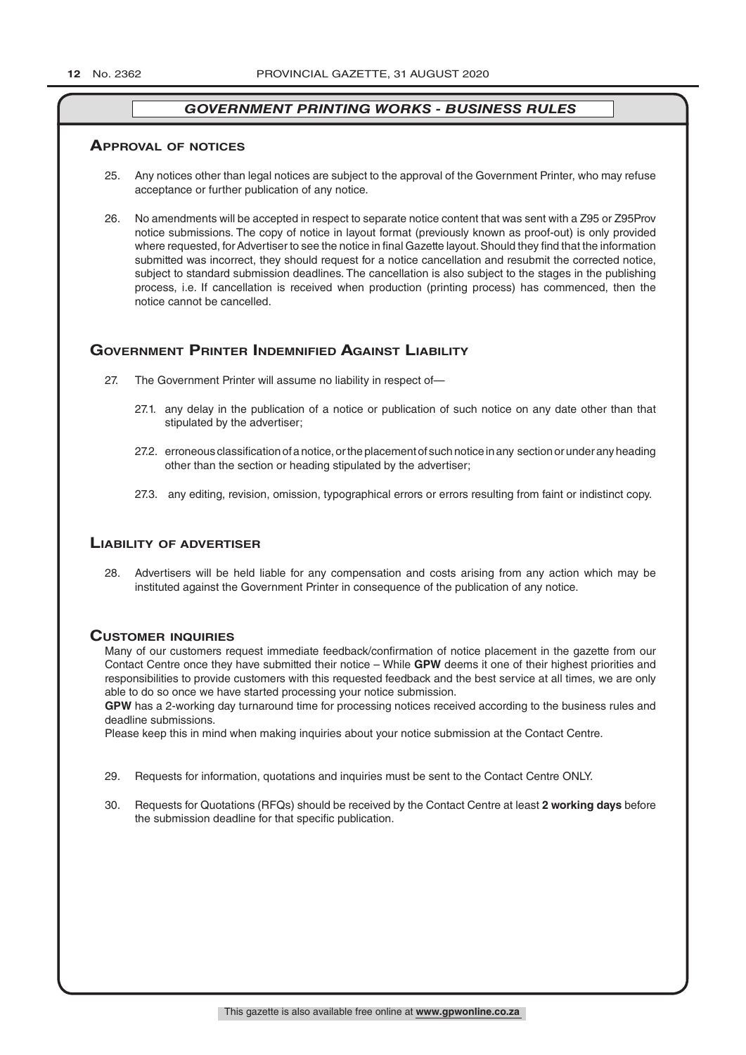## *GOVERNMENT PRINTING WORKS - BUSINESS RULES*

### Approval of notices

25. Any notices other than legal notices are subject to the approval of the Government Printer, who may refuse acceptance or further publication of any notice.

26. No amendments will be accepted in respect to separate notice content that was sent with a Z95 or Z95Prov notice submissions. The copy of notice in layout format (previously known as proof-out) is only provided where requested, for Advertiser to see the notice in final Gazette layout. Should they find that the information submitted was incorrect, they should request for a notice cancellation and resubmit the corrected notice, subject to standard submission deadlines. The cancellation is also subject to the stages in the publishing process, i.e. If cancellation is received when production (printing process) has commenced, then the notice cannot be cancelled.

### Government Printer Indemnified Against Liability

27. The Government Printer will assume no liability in respect of—

    27.1. any delay in the publication of a notice or publication of such notice on any date other than that stipulated by the advertiser;

    27.2. erroneous classification of a notice, or the placement of such notice in any section or under any heading other than the section or heading stipulated by the advertiser;

    27.3. any editing, revision, omission, typographical errors or errors resulting from faint or indistinct copy.

### Liability of advertiser

28. Advertisers will be held liable for any compensation and costs arising from any action which may be instituted against the Government Printer in consequence of the publication of any notice.

### Customer inquiries

Many of our customers request immediate feedback/confirmation of notice placement in the gazette from our Contact Centre once they have submitted their notice – While **GPW** deems it one of their highest priorities and responsibilities to provide customers with this requested feedback and the best service at all times, we are only able to do so once we have started processing your notice submission.

**GPW** has a 2-working day turnaround time for processing notices received according to the business rules and deadline submissions.

Please keep this in mind when making inquiries about your notice submission at the Contact Centre.

29. Requests for information, quotations and inquiries must be sent to the Contact Centre ONLY.

30. Requests for Quotations (RFQs) should be received by the Contact Centre at least **2 working days** before the submission deadline for that specific publication.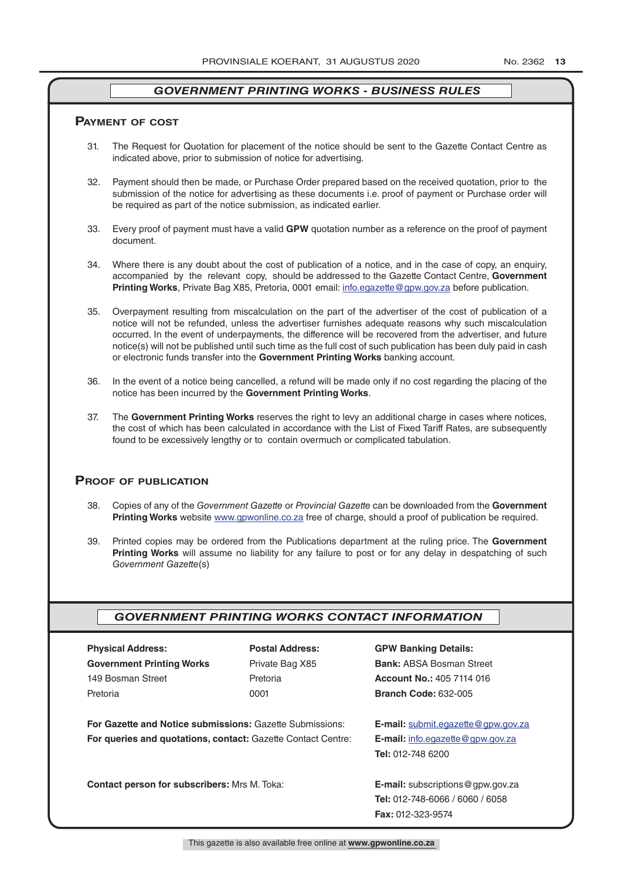## GOVERNMENT PRINTING WORKS - BUSINESS RULES

### Payment of Cost

31. The Request for Quotation for placement of the notice should be sent to the Gazette Contact Centre as indicated above, prior to submission of notice for advertising.

32. Payment should then be made, or Purchase Order prepared based on the received quotation, prior to the submission of the notice for advertising as these documents i.e. proof of payment or Purchase order will be required as part of the notice submission, as indicated earlier.

33. Every proof of payment must have a valid **GPW** quotation number as a reference on the proof of payment document.

34. Where there is any doubt about the cost of publication of a notice, and in the case of copy, an enquiry, accompanied by the relevant copy, should be addressed to the Gazette Contact Centre, **Government Printing Works**, Private Bag X85, Pretoria, 0001 email: info.egazette@gpw.gov.za before publication.

35. Overpayment resulting from miscalculation on the part of the advertiser of the cost of publication of a notice will not be refunded, unless the advertiser furnishes adequate reasons why such miscalculation occurred. In the event of underpayments, the difference will be recovered from the advertiser, and future notice(s) will not be published until such time as the full cost of such publication has been duly paid in cash or electronic funds transfer into the **Government Printing Works** banking account.

36. In the event of a notice being cancelled, a refund will be made only if no cost regarding the placing of the notice has been incurred by the **Government Printing Works**.

37. The **Government Printing Works** reserves the right to levy an additional charge in cases where notices, the cost of which has been calculated in accordance with the List of Fixed Tariff Rates, are subsequently found to be excessively lengthy or to contain overmuch or complicated tabulation.

### Proof of Publication

38. Copies of any of the *Government Gazette* or *Provincial Gazette* can be downloaded from the **Government Printing Works** website www.gpwonline.co.za free of charge, should a proof of publication be required.

39. Printed copies may be ordered from the Publications department at the ruling price. The **Government Printing Works** will assume no liability for any failure to post or for any delay in despatching of such *Government Gazette*(s)

## GOVERNMENT PRINTING WORKS CONTACT INFORMATION

**Physical Address:**
**Government Printing Works**
149 Bosman Street
Pretoria

**Postal Address:**
Private Bag X85
Pretoria
0001

**GPW Banking Details:**
**Bank:** ABSA Bosman Street
**Account No.:** 405 7114 016
**Branch Code:** 632-005

**For Gazette and Notice submissions:** Gazette Submissions: **E-mail:** submit.egazette@gpw.gov.za

**For queries and quotations, contact:** Gazette Contact Centre: **E-mail:** info.egazette@gpw.gov.za
**Tel:** 012-748 6200

**Contact person for subscribers:** Mrs M. Toka: **E-mail:** subscriptions@gpw.gov.za
**Tel:** 012-748-6066 / 6060 / 6058
**Fax:** 012-323-9574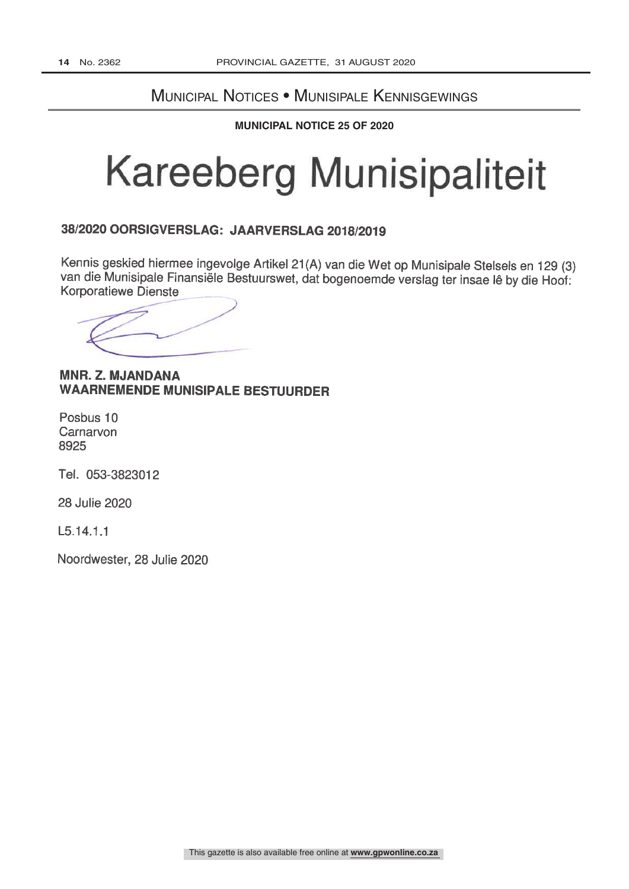## Municipal Notices • Munisipale Kennisgewings

**MUNICIPAL NOTICE 25 OF 2020**

# Kareeberg Munisipaliteit

**38/2020 OORSIGVERSLAG: JAARVERSLAG 2018/2019**

Kennis geskied hiermee ingevolge Artikel 21(A) van die Wet op Munisipale Stelsels en 129 (3) van die Munisipale Finansiële Bestuurswet, dat bogenoemde verslag ter insae lê by die Hoof: Korporatiewe Dienste

**MNR. Z. MJANDANA**
**WAARNEMENDE MUNISIPALE BESTUURDER**

Posbus 10
Carnarvon
8925

Tel. 053-3823012

28 Julie 2020

L5.14.1.1

Noordwester, 28 Julie 2020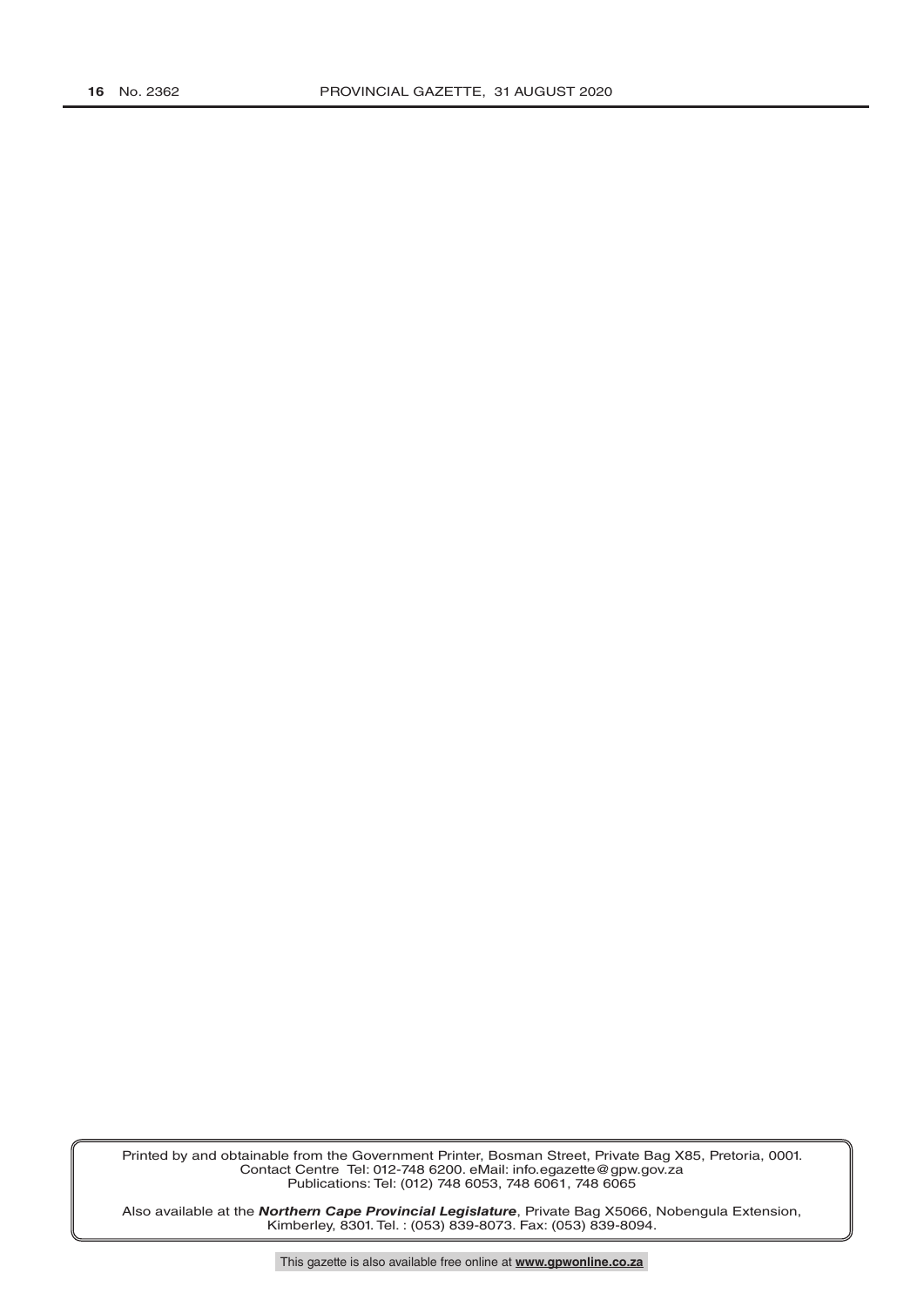Printed by and obtainable from the Government Printer, Bosman Street, Private Bag X85, Pretoria, 0001.
Contact Centre Tel: 012-748 6200. eMail: info.egazette@gpw.gov.za
Publications: Tel: (012) 748 6053, 748 6061, 748 6065

Also available at the ***Northern Cape Provincial Legislature***, Private Bag X5066, Nobengula Extension, Kimberley, 8301. Tel. : (053) 839-8073. Fax: (053) 839-8094.

This gazette is also available free online at **www.gpwonline.co.za**